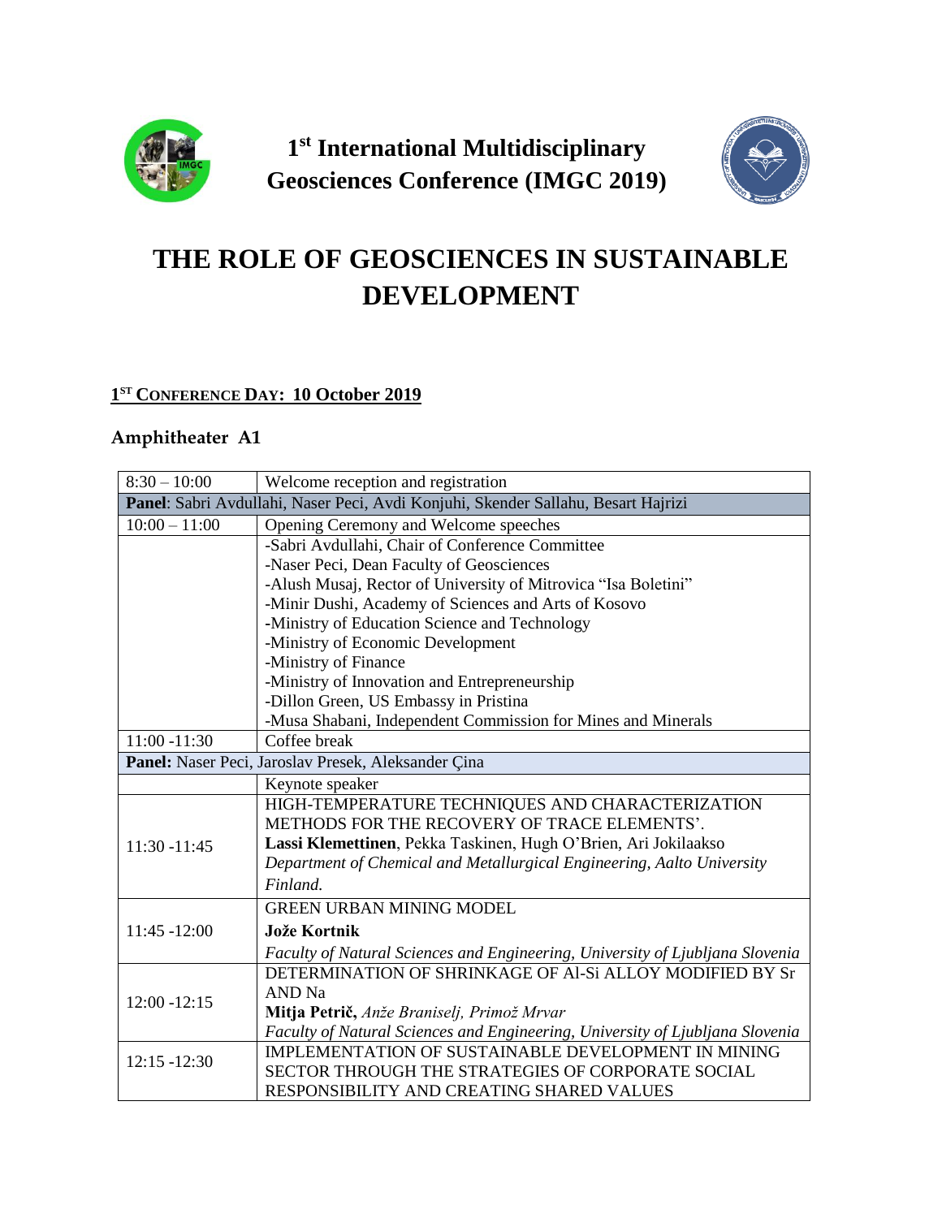# 1st International Multidisciplinary Geosciences Conference (IMGC 2019)

# THE ROLE OF GEOSCIENCES IN SUSTAINABLE DEVELOPMENT

## 1ST CONFERENCE DAY: 10 October 2019

### Amphitheater A1

| 8:30 – 10:00 | Welcome reception and registration |
|---|---|
| **Panel**: Sabri Avdullahi, Naser Peci, Avdi Konjuhi, Skender Sallahu, Besart Hajrizi | |
| 10:00 – 11:00 | Opening Ceremony and Welcome speeches |
| | -Sabri Avdullahi, Chair of Conference Committee<br>-Naser Peci, Dean Faculty of Geosciences<br>-Alush Musaj, Rector of University of Mitrovica "Isa Boletini"<br>-Minir Dushi, Academy of Sciences and Arts of Kosovo<br>-Ministry of Education Science and Technology<br>-Ministry of Economic Development<br>-Ministry of Finance<br>-Ministry of Innovation and Entrepreneurship<br>-Dillon Green, US Embassy in Pristina<br>-Musa Shabani, Independent Commission for Mines and Minerals |
| 11:00 -11:30 | Coffee break |
| **Panel:** Naser Peci, Jaroslav Presek, Aleksander Çina | |
| | Keynote speaker |
| 11:30 -11:45 | HIGH-TEMPERATURE TECHNIQUES AND CHARACTERIZATION METHODS FOR THE RECOVERY OF TRACE ELEMENTS'.<br>**Lassi Klemettinen**, Pekka Taskinen, Hugh O'Brien, Ari Jokilaakso<br>*Department of Chemical and Metallurgical Engineering, Aalto University Finland.* |
| 11:45 -12:00 | GREEN URBAN MINING MODEL<br>**Jože Kortnik**<br>*Faculty of Natural Sciences and Engineering, University of Ljubljana Slovenia* |
| 12:00 -12:15 | DETERMINATION OF SHRINKAGE OF Al-Si ALLOY MODIFIED BY Sr AND Na<br>**Mitja Petrič,** *Anže Braniselj, Primož Mrvar*<br>*Faculty of Natural Sciences and Engineering, University of Ljubljana Slovenia* |
| 12:15 -12:30 | IMPLEMENTATION OF SUSTAINABLE DEVELOPMENT IN MINING SECTOR THROUGH THE STRATEGIES OF CORPORATE SOCIAL RESPONSIBILITY AND CREATING SHARED VALUES |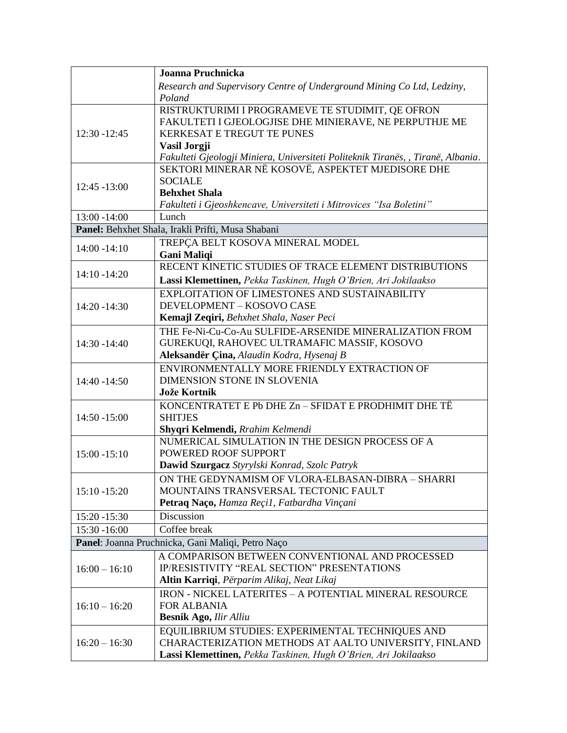| | |
|---|---|
| | **Joanna Pruchnicka**<br>*Research and Supervisory Centre of Underground Mining Co Ltd, Ledziny, Poland* |
| 12:30 -12:45 | RISTRUKTURIMI I PROGRAMEVE TE STUDIMIT, QE OFRON FAKULTETI I GJEOLOGJISE DHE MINIERAVE, NE PERPUTHJE ME KERKESAT E TREGUT TE PUNES<br>**Vasil Jorgji**<br>*Fakulteti Gjeologji Miniera, Universiteti Politeknik Tiranës, , Tiranë, Albania.* |
| 12:45 -13:00 | SEKTORI MINERAR NË KOSOVË, ASPEKTET MJEDISORE DHE SOCIALE<br>**Behxhet Shala**<br>*Fakulteti i Gjeoshkencave, Universiteti i Mitrovices "Isa Boletini"* |
| 13:00 -14:00 | Lunch |
| **Panel:** Behxhet Shala, Irakli Prifti, Musa Shabani | |
| 14:00 -14:10 | TREPÇA BELT KOSOVA MINERAL MODEL<br>**Gani Maliqi** |
| 14:10 -14:20 | RECENT KINETIC STUDIES OF TRACE ELEMENT DISTRIBUTIONS<br>**Lassi Klemettinen,** *Pekka Taskinen, Hugh O'Brien, Ari Jokilaakso* |
| 14:20 -14:30 | EXPLOITATION OF LIMESTONES AND SUSTAINABILITY DEVELOPMENT – KOSOVO CASE<br>**Kemajl Zeqiri,** *Behxhet Shala, Naser Peci* |
| 14:30 -14:40 | THE Fe-Ni-Cu-Co-Au SULFIDE-ARSENIDE MINERALIZATION FROM GUREKUQI, RAHOVEC ULTRAMAFIC MASSIF, KOSOVO<br>**Aleksandër Çina,** *Alaudin Kodra, Hysenaj B* |
| 14:40 -14:50 | ENVIRONMENTALLY MORE FRIENDLY EXTRACTION OF DIMENSION STONE IN SLOVENIA<br>**Jože Kortnik** |
| 14:50 -15:00 | KONCENTRATET E Pb DHE Zn – SFIDAT E PRODHIMIT DHE TË SHITJES<br>**Shyqri Kelmendi,** *Rrahim Kelmendi* |
| 15:00 -15:10 | NUMERICAL SIMULATION IN THE DESIGN PROCESS OF A POWERED ROOF SUPPORT<br>**Dawid Szurgacz** *Styrylski Konrad, Szolc Patryk* |
| 15:10 -15:20 | ON THE GEDYNAMISM OF VLORA-ELBASAN-DIBRA – SHARRI MOUNTAINS TRANSVERSAL TECTONIC FAULT<br>**Petraq Naço,** *Hamza Reçi1, Fatbardha Vinçani* |
| 15:20 -15:30 | Discussion |
| 15:30 -16:00 | Coffee break |
| **Panel**: Joanna Pruchnicka, Gani Maliqi, Petro Naço | |
| 16:00 – 16:10 | A COMPARISON BETWEEN CONVENTIONAL AND PROCESSED IP/RESISTIVITY "REAL SECTION" PRESENTATIONS<br>**Altin Karriqi**, *Përparim Alikaj, Neat Likaj* |
| 16:10 – 16:20 | IRON - NICKEL LATERITES – A POTENTIAL MINERAL RESOURCE FOR ALBANIA<br>**Besnik Ago,** *Ilir Alliu* |
| 16:20 – 16:30 | EQUILIBRIUM STUDIES: EXPERIMENTAL TECHNIQUES AND CHARACTERIZATION METHODS AT AALTO UNIVERSITY, FINLAND<br>**Lassi Klemettinen,** *Pekka Taskinen, Hugh O'Brien, Ari Jokilaakso* |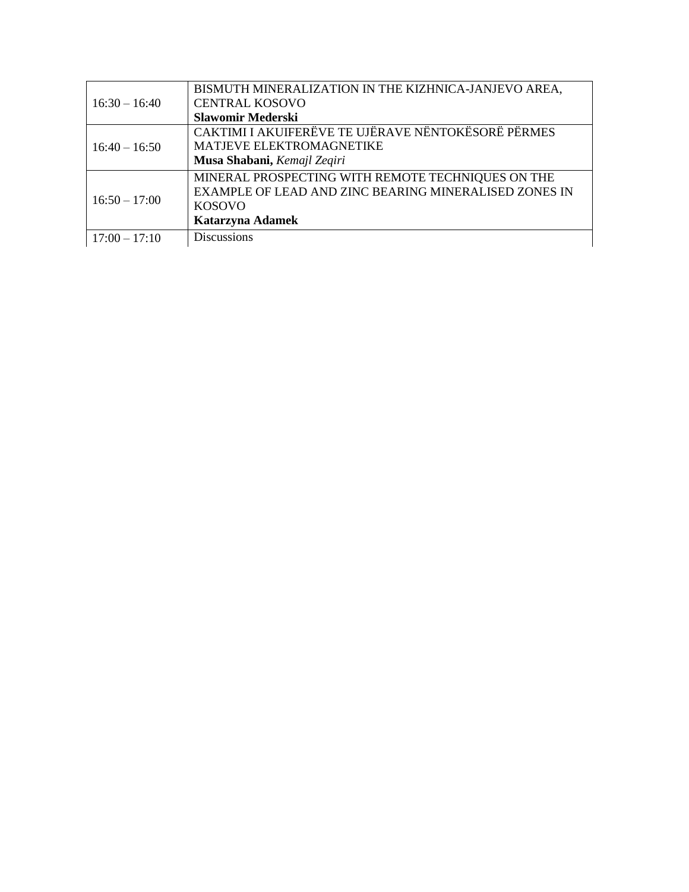| | |
|---|---|
| 16:30 – 16:40 | BISMUTH MINERALIZATION IN THE KIZHNICA-JANJEVO AREA, CENTRAL KOSOVO<br>**Slawomir Mederski** |
| 16:40 – 16:50 | CAKTIMI I AKUIFERËVE TE UJËRAVE NËNTOKËSORË PËRMES MATJEVE ELEKTROMAGNETIKE<br>**Musa Shabani,** *Kemajl Zeqiri* |
| 16:50 – 17:00 | MINERAL PROSPECTING WITH REMOTE TECHNIQUES ON THE EXAMPLE OF LEAD AND ZINC BEARING MINERALISED ZONES IN KOSOVO<br>**Katarzyna Adamek** |
| 17:00 – 17:10 | Discussions |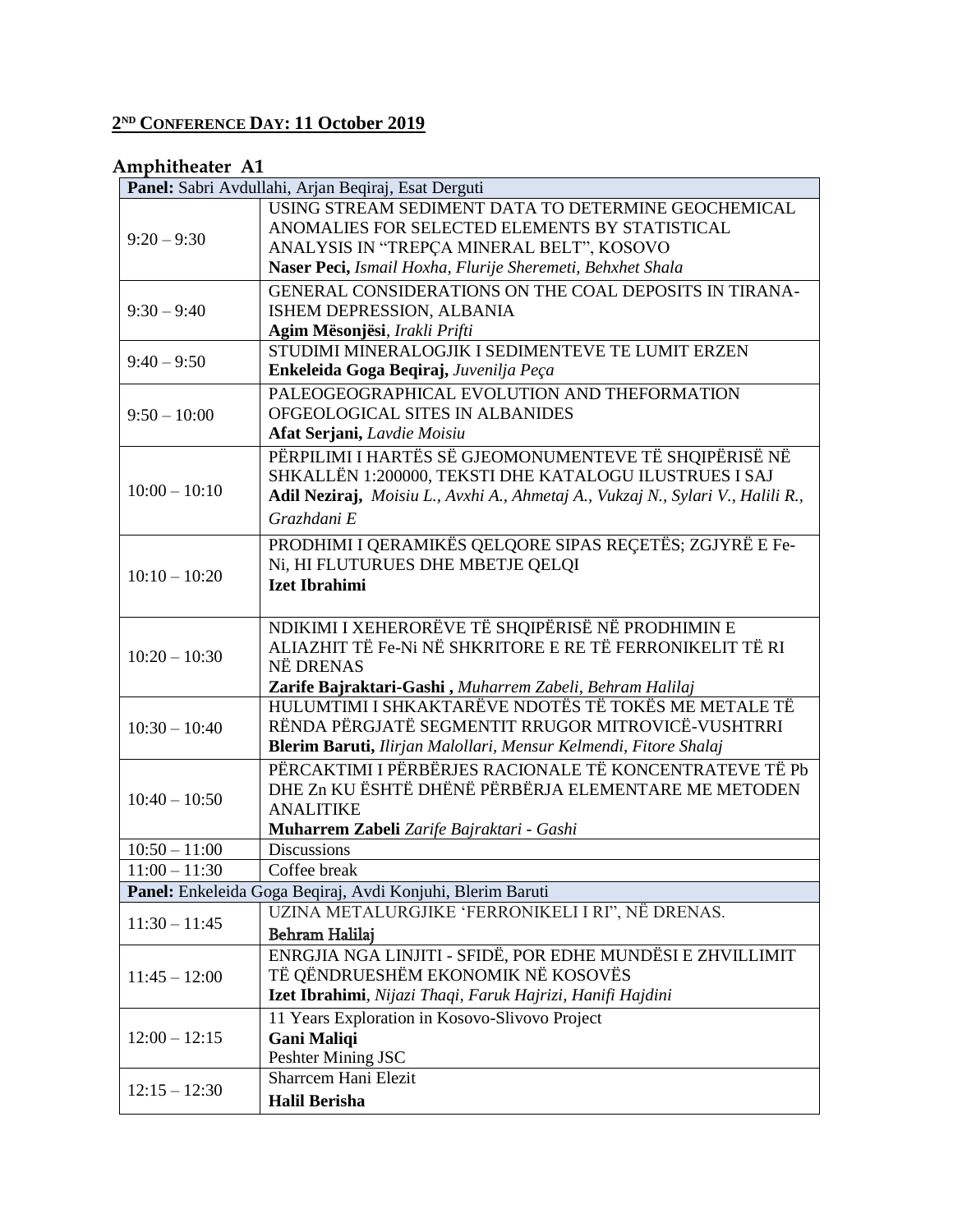## 2ND CONFERENCE DAY: 11 October 2019

### Amphitheater A1

| Panel: Sabri Avdullahi, Arjan Beqiraj, Esat Derguti | |
|---|---|
| 9:20 – 9:30 | USING STREAM SEDIMENT DATA TO DETERMINE GEOCHEMICAL ANOMALIES FOR SELECTED ELEMENTS BY STATISTICAL ANALYSIS IN "TREPÇA MINERAL BELT", KOSOVO<br>**Naser Peci,** *Ismail Hoxha, Flurije Sheremeti, Behxhet Shala* |
| 9:30 – 9:40 | GENERAL CONSIDERATIONS ON THE COAL DEPOSITS IN TIRANA-ISHEM DEPRESSION, ALBANIA<br>**Agim Mësonjësi**, *Irakli Prifti* |
| 9:40 – 9:50 | STUDIMI MINERALOGJIK I SEDIMENTEVE TE LUMIT ERZEN<br>**Enkeleida Goga Beqiraj,** *Juvenilja Peça* |
| 9:50 – 10:00 | PALEOGEOGRAPHICAL EVOLUTION AND THEFORMATION OFGEOLOGICAL SITES IN ALBANIDES<br>**Afat Serjani,** *Lavdie Moisiu* |
| 10:00 – 10:10 | PËRPILIMI I HARTËS SË GJEOMONUMENTEVE TË SHQIPËRISË NË SHKALLËN 1:200000, TEKSTI DHE KATALOGU ILUSTRUES I SAJ<br>**Adil Neziraj,** *Moisiu L., Avxhi A., Ahmetaj A., Vukzaj N., Sylari V., Halili R., Grazhdani E* |
| 10:10 – 10:20 | PRODHIMI I QERAMIKËS QELQORE SIPAS REÇETËS; ZGJYRË E Fe-Ni, HI FLUTURUES DHE MBETJE QELQI<br>**Izet Ibrahimi** |
| 10:20 – 10:30 | NDIKIMI I XEHERORËVE TË SHQIPËRISË NË PRODHIMIN E ALIAZHIT TË Fe-Ni NË SHKRITORE E RE TË FERRONIKELIT TË RI NË DRENAS<br>**Zarife Bajraktari-Gashi ,** *Muharrem Zabeli, Behram Halilaj* |
| 10:30 – 10:40 | HULUMTIMI I SHKAKTARËVE NDOTËS TË TOKËS ME METALE TË RËNDA PËRGJATË SEGMENTIT RRUGOR MITROVICË-VUSHTRRI<br>**Blerim Baruti,** *Ilirjan Malollari, Mensur Kelmendi, Fitore Shalaj* |
| 10:40 – 10:50 | PËRCAKTIMI I PËRBËRJES RACIONALE TË KONCENTRATEVE TË Pb DHE Zn KU ËSHTË DHËNË PËRBËRJA ELEMENTARE ME METODEN ANALITIKE<br>**Muharrem Zabeli** *Zarife Bajraktari - Gashi* |
| 10:50 – 11:00 | Discussions |
| 11:00 – 11:30 | Coffee break |
| **Panel:** Enkeleida Goga Beqiraj, Avdi Konjuhi, Blerim Baruti | |
| 11:30 – 11:45 | UZINA METALURGJIKE 'FERRONIKELI I RI", NË DRENAS.<br>**Behram Halilaj** |
| 11:45 – 12:00 | ENRGJIA NGA LINJITI - SFIDË, POR EDHE MUNDËSI E ZHVILLIMIT TË QËNDRUESHËM EKONOMIK NË KOSOVËS<br>**Izet Ibrahimi**, *Nijazi Thaqi, Faruk Hajrizi, Hanifi Hajdini* |
| 12:00 – 12:15 | 11 Years Exploration in Kosovo-Slivovo Project<br>**Gani Maliqi**<br>Peshter Mining JSC |
| 12:15 – 12:30 | Sharrcem Hani Elezit<br>**Halil Berisha** |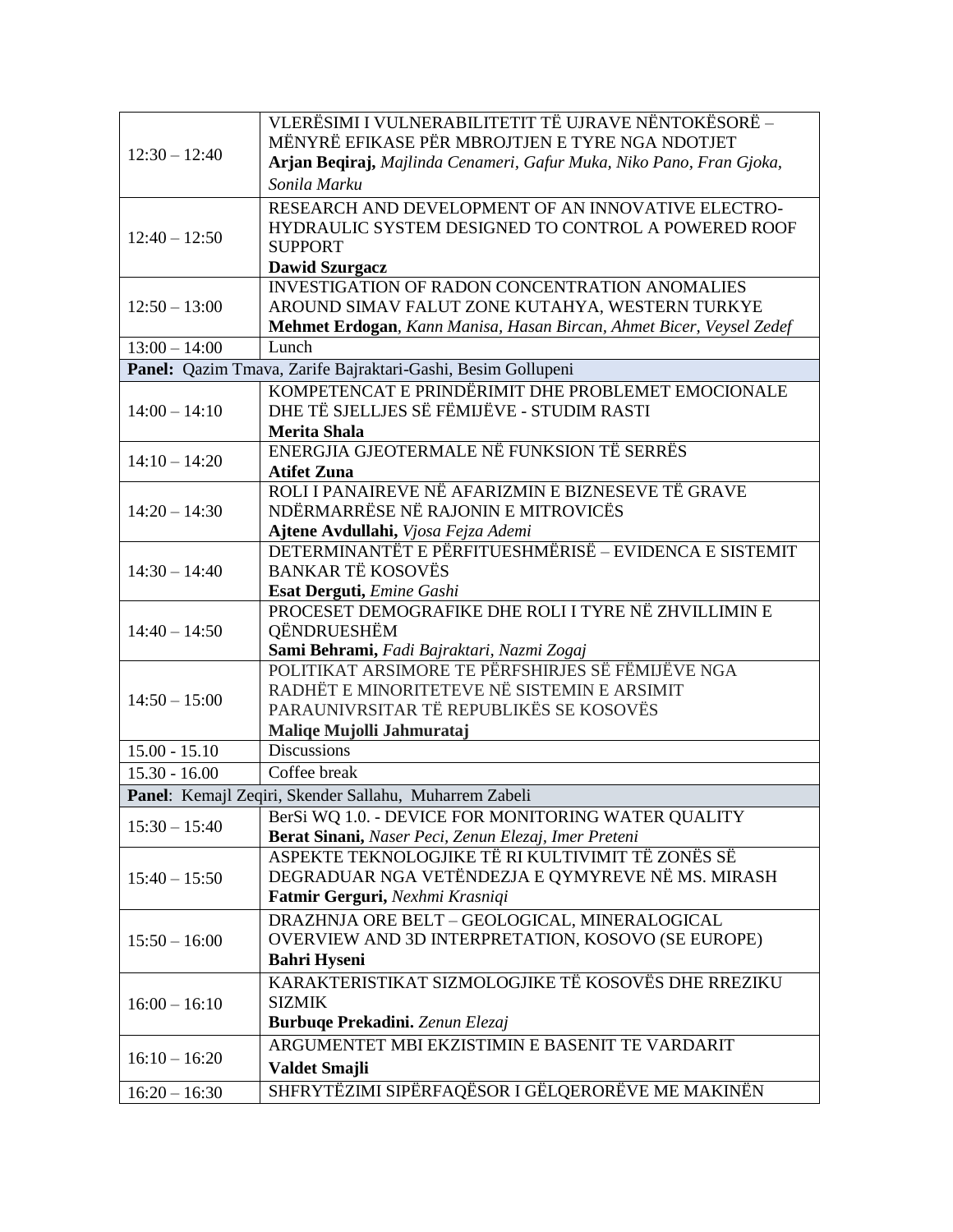| | |
|---|---|
| 12:30 – 12:40 | VLERËSIMI I VULNERABILITETIT TË UJRAVE NËNTOKËSORË – MËNYRË EFIKASE PËR MBROJTJEN E TYRE NGA NDOTJET<br>**Arjan Beqiraj,** *Majlinda Cenameri, Gafur Muka, Niko Pano, Fran Gjoka, Sonila Marku* |
| 12:40 – 12:50 | RESEARCH AND DEVELOPMENT OF AN INNOVATIVE ELECTRO-HYDRAULIC SYSTEM DESIGNED TO CONTROL A POWERED ROOF SUPPORT<br>**Dawid Szurgacz** |
| 12:50 – 13:00 | INVESTIGATION OF RADON CONCENTRATION ANOMALIES AROUND SIMAV FALUT ZONE KUTAHYA, WESTERN TURKYE<br>**Mehmet Erdogan**, *Kann Manisa, Hasan Bircan, Ahmet Bicer, Veysel Zedef* |
| 13:00 – 14:00 | Lunch |
| **Panel:** Qazim Tmava, Zarife Bajraktari-Gashi, Besim Gollupeni | |
| 14:00 – 14:10 | KOMPETENCAT E PRINDËRIMIT DHE PROBLEMET EMOCIONALE DHE TË SJELLJES SË FËMIJËVE - STUDIM RASTI<br>**Merita Shala** |
| 14:10 – 14:20 | ENERGJIA GJEOTERMALE NË FUNKSION TË SERRËS<br>**Atifet Zuna** |
| 14:20 – 14:30 | ROLI I PANAIREVE NË AFARIZMIN E BIZNESEVE TË GRAVE NDËRMARRËSE NË RAJONIN E MITROVICËS<br>**Ajtene Avdullahi,** *Vjosa Fejza Ademi* |
| 14:30 – 14:40 | DETERMINANTËT E PËRFITUESHMËRISË – EVIDENCA E SISTEMIT BANKAR TË KOSOVËS<br>**Esat Derguti,** *Emine Gashi* |
| 14:40 – 14:50 | PROCESET DEMOGRAFIKE DHE ROLI I TYRE NË ZHVILLIMIN E QËNDRUESHËM<br>**Sami Behrami,** *Fadi Bajraktari, Nazmi Zogaj* |
| 14:50 – 15:00 | POLITIKAT ARSIMORE TE PËRFSHIRJES SË FËMIJËVE NGA RADHËT E MINORITETEVE NË SISTEMIN E ARSIMIT PARAUNIVRSITAR TË REPUBLIKËS SE KOSOVËS<br>**Maliqe Mujolli Jahmurataj** |
| 15.00 - 15.10 | Discussions |
| 15.30 - 16.00 | Coffee break |
| **Panel**: Kemajl Zeqiri, Skender Sallahu, Muharrem Zabeli | |
| 15:30 – 15:40 | BerSi WQ 1.0. - DEVICE FOR MONITORING WATER QUALITY<br>**Berat Sinani,** *Naser Peci, Zenun Elezaj, Imer Preteni* |
| 15:40 – 15:50 | ASPEKTE TEKNOLOGJIKE TË RI KULTIVIMIT TË ZONËS SË DEGRADUAR NGA VETËNDEZJA E QYMYREVE NË MS. MIRASH<br>**Fatmir Gerguri,** *Nexhmi Krasniqi* |
| 15:50 – 16:00 | DRAZHNJA ORE BELT – GEOLOGICAL, MINERALOGICAL OVERVIEW AND 3D INTERPRETATION, KOSOVO (SE EUROPE)<br>**Bahri Hyseni** |
| 16:00 – 16:10 | KARAKTERISTIKAT SIZMOLOGJIKE TË KOSOVËS DHE RREZIKU SIZMIK<br>**Burbuqe Prekadini.** *Zenun Elezaj* |
| 16:10 – 16:20 | ARGUMENTET MBI EKZISTIMIN E BASENIT TE VARDARIT<br>**Valdet Smajli** |
| 16:20 – 16:30 | SHFRYTËZIMI SIPËRFAQËSOR I GËLQERORËVE ME MAKINËN |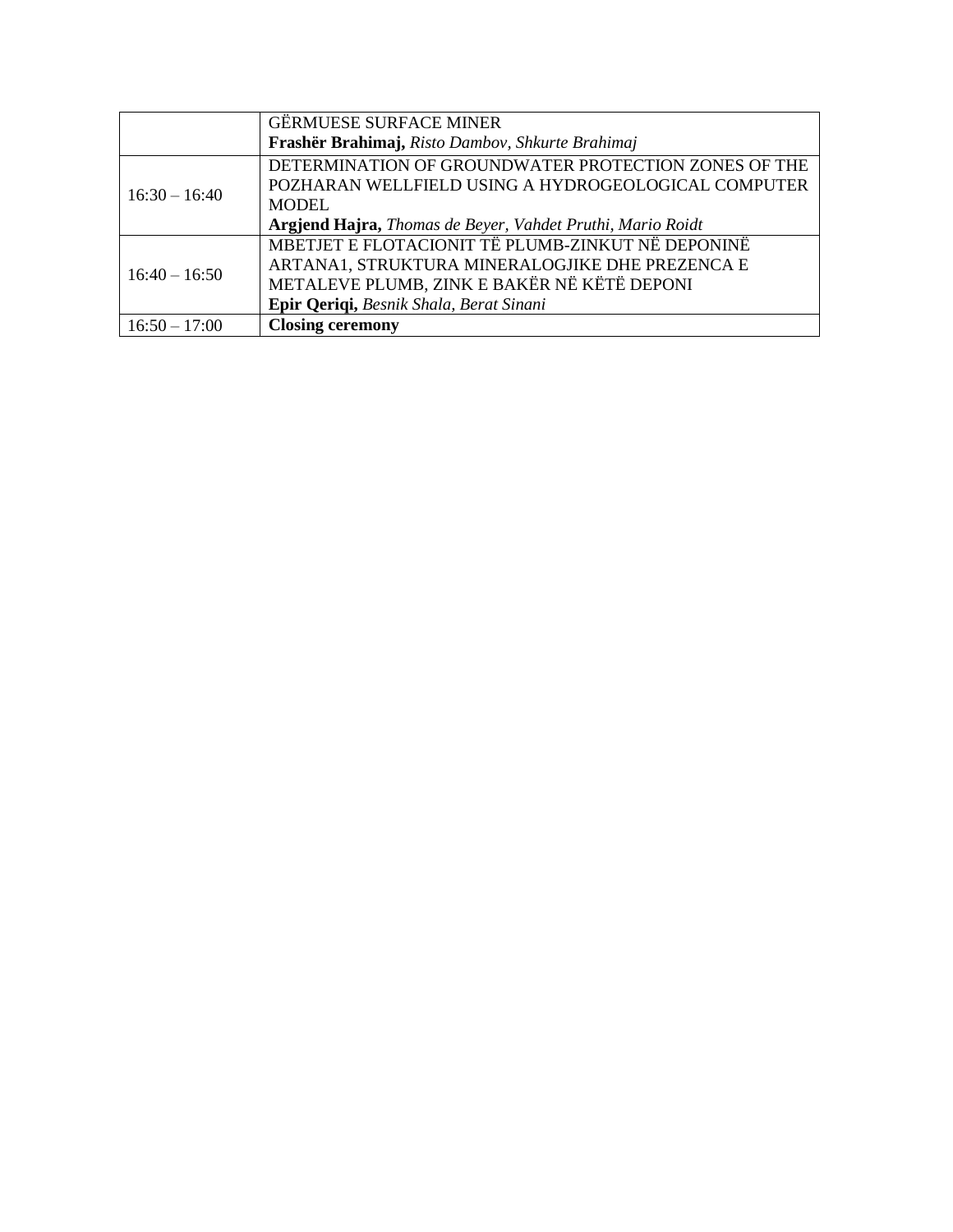| | |
|---|---|
| | GËRMUESE SURFACE MINER<br>**Frashër Brahimaj,** *Risto Dambov, Shkurte Brahimaj* |
| 16:30 – 16:40 | DETERMINATION OF GROUNDWATER PROTECTION ZONES OF THE POZHARAN WELLFIELD USING A HYDROGEOLOGICAL COMPUTER MODEL<br>**Argjend Hajra,** *Thomas de Beyer, Vahdet Pruthi, Mario Roidt* |
| 16:40 – 16:50 | MBETJET E FLOTACIONIT TË PLUMB-ZINKUT NË DEPONINË ARTANA1, STRUKTURA MINERALOGJIKE DHE PREZENCA E METALEVE PLUMB, ZINK E BAKËR NË KËTË DEPONI<br>**Epir Qeriqi,** *Besnik Shala, Berat Sinani* |
| 16:50 – 17:00 | **Closing ceremony** |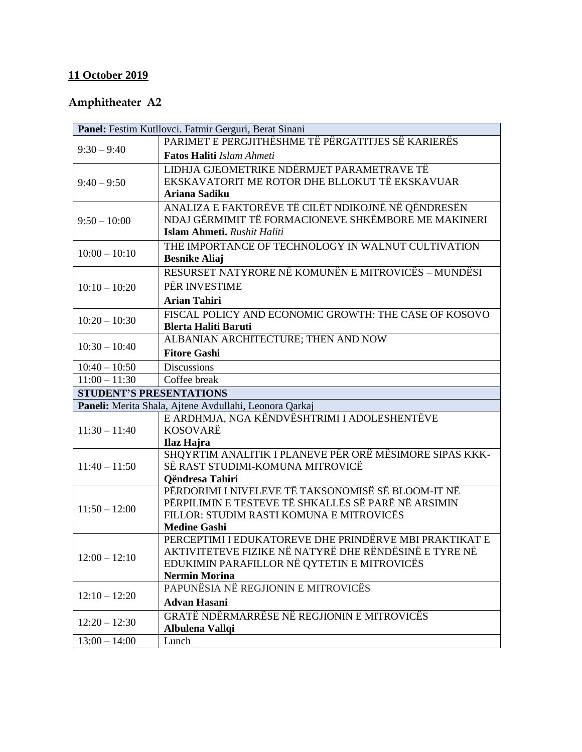**11 October 2019**

## Amphitheater A2

| | |
|---|---|
| **Panel:** Festim Kutllovci. Fatmir Gerguri, Berat Sinani | |
| 9:30 – 9:40 | PARIMET E PERGJITHËSHME TË PËRGATITJES SË KARIERËS<br>**Fatos Haliti** *Islam Ahmeti* |
| 9:40 – 9:50 | LIDHJA GJEOMETRIKE NDËRMJET PARAMETRAVE TË EKSKAVATORIT ME ROTOR DHE BLLOKUT TË EKSKAVUAR<br>**Ariana Sadiku** |
| 9:50 – 10:00 | ANALIZA E FAKTORËVE TË CILËT NDIKOJNË NË QËNDRESËN NDAJ GËRMIMIT TË FORMACIONEVE SHKËMBORE ME MAKINERI<br>**Islam Ahmeti.** *Rushit Haliti* |
| 10:00 – 10:10 | THE IMPORTANCE OF TECHNOLOGY IN WALNUT CULTIVATION<br>**Besnike Aliaj** |
| 10:10 – 10:20 | RESURSET NATYRORE NË KOMUNËN E MITROVICËS – MUNDËSI PËR INVESTIME<br>**Arian Tahiri** |
| 10:20 – 10:30 | FISCAL POLICY AND ECONOMIC GROWTH: THE CASE OF KOSOVO<br>**Blerta Haliti Baruti** |
| 10:30 – 10:40 | ALBANIAN ARCHITECTURE; THEN AND NOW<br>**Fitore Gashi** |
| 10:40 – 10:50 | Discussions |
| 11:00 – 11:30 | Coffee break |
| **STUDENT'S PRESENTATIONS** | |
| **Paneli:** Merita Shala, Ajtene Avdullahi, Leonora Qarkaj | |
| 11:30 – 11:40 | E ARDHMJA, NGA KËNDVËSHTRIMI I ADOLESHENTËVE KOSOVARË<br>**Ilaz Hajra** |
| 11:40 – 11:50 | SHQYRTIM ANALITIK I PLANEVE PËR ORË MËSIMORE SIPAS KKK-SË RAST STUDIMI-KOMUNA MITROVICË<br>**Qëndresa Tahiri** |
| 11:50 – 12:00 | PËRDORIMI I NIVELEVE TË TAKSONOMISË SË BLOOM-IT NË PËRPILIMIN E TESTEVE TË SHKALLËS SË PARË NË ARSIMIN FILLOR: STUDIM RASTI KOMUNA E MITROVICËS<br>**Medine Gashi** |
| 12:00 – 12:10 | PERCEPTIMI I EDUKATOREVE DHE PRINDËRVE MBI PRAKTIKAT E AKTIVITETEVE FIZIKE NË NATYRË DHE RËNDËSINË E TYRE NË EDUKIMIN PARAFILLOR NË QYTETIN E MITROVICËS<br>**Nermin Morina** |
| 12:10 – 12:20 | PAPUNËSIA NË REGJIONIN E MITROVICËS<br>**Advan Hasani** |
| 12:20 – 12:30 | GRATË NDËRMARRËSE NË REGJIONIN E MITROVICËS<br>**Albulena Vallqi** |
| 13:00 – 14:00 | Lunch |